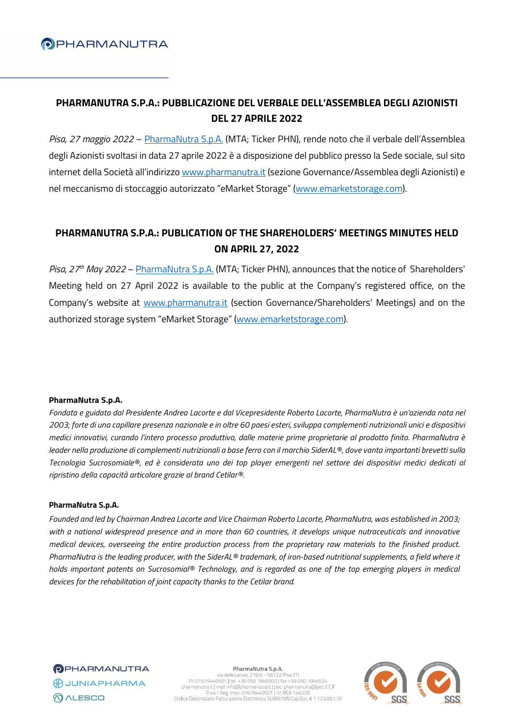## PHARMANUTRA S.P.A.: PUBBLICAZIONE DEL VERBALE DELL'ASSEMBLEA DEGLI AZIONISTI DEL 27 APRILE 2022

*Pisa, 27 maggio 2022* – PharmaNutra S.p.A. (MTA; Ticker PHN), rende noto che il verbale dell'Assemblea degli Azionisti svoltasi in data 27 aprile 2022 è a disposizione del pubblico presso la Sede sociale, sul sito internet della Società all'indirizzo www.pharmanutra.it (sezione Governance/Assemblea degli Azionisti) e nel meccanismo di stoccaggio autorizzato "eMarket Storage" (www.emarketstorage.com).

## PHARMANUTRA S.P.A.: PUBLICATION OF THE SHAREHOLDERS' MEETINGS MINUTES HELD ON APRIL 27, 2022

*Pisa, 27th May 2022* – PharmaNutra S.p.A. (MTA; Ticker PHN), announces that the notice of Shareholders' Meeting held on 27 April 2022 is available to the public at the Company's registered office, on the Company's website at www.pharmanutra.it (section Governance/Shareholders' Meetings) and on the authorized storage system "eMarket Storage" (www.emarketstorage.com).

**PharmaNutra S.p.A.**

*Fondata e guidata dal Presidente Andrea Lacorte e dal Vicepresidente Roberto Lacorte, PharmaNutra è un'azienda nata nel 2003; forte di una capillare presenza nazionale e in oltre 60 paesi esteri, sviluppa complementi nutrizionali unici e dispositivi medici innovativi, curando l'intero processo produttivo, dalle materie prime proprietarie al prodotto finito. PharmaNutra è leader nella produzione di complementi nutrizionali a base ferro con il marchio SiderAL®, dove vanta importanti brevetti sulla Tecnologia Sucrosomiale®, ed è considerata uno dei top player emergenti nel settore dei dispositivi medici dedicati al ripristino della capacità articolare grazie al brand Cetilar®.*

**PharmaNutra S.p.A.**

*Founded and led by Chairman Andrea Lacorte and Vice Chairman Roberto Lacorte, PharmaNutra, was established in 2003; with a national widespread presence and in more than 60 countries, it develops unique nutraceuticals and innovative medical devices, overseeing the entire production process from the proprietary raw materials to the finished product. PharmaNutra is the leading producer, with the SiderAL® trademark, of iron-based nutritional supplements, a field where it holds important patents on Sucrosomial® Technology, and is regarded as one of the top emerging players in medical devices for the rehabilitation of joint capacity thanks to the Cetilar brand.*

PharmaNutra S.p.A.
via delle Lenze, 216/b - 56122 Pisa (IT)
P.I. 01679440501 | tel. +39 050 7846500 | fax +39 050 7846524
pharmanutra.it | mail: info@pharmanutra.it | pec: pharmanutra@pec.it C.F.
P.Iva / Reg. Impr. 01679440501 | IV. REA 146259
Codice Destinatario Fatturazione Elettronica SUBM70N Cap.Soc. € 1.123.097,70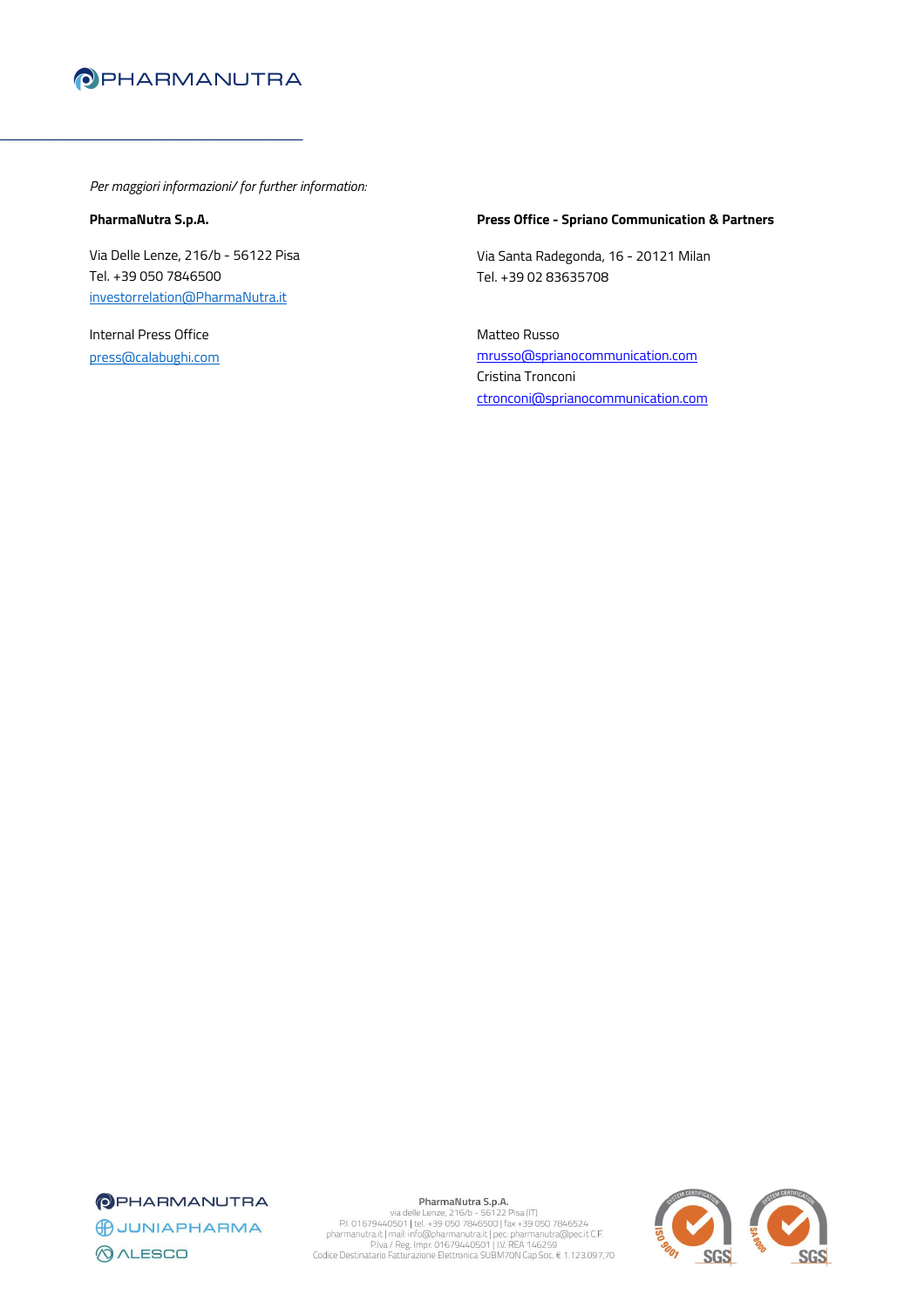*Per maggiori informazioni/ for further information:*

**PharmaNutra S.p.A.**

Via Delle Lenze, 216/b - 56122 Pisa
Tel. +39 050 7846500
investorrelation@PharmaNutra.it

Internal Press Office
press@calabughi.com

**Press Office - Spriano Communication & Partners**

Via Santa Radegonda, 16 - 20121 Milan
Tel. +39 02 83635708

Matteo Russo
mrusso@sprianocommunication.com
Cristina Tronconi
ctronconi@sprianocommunication.com